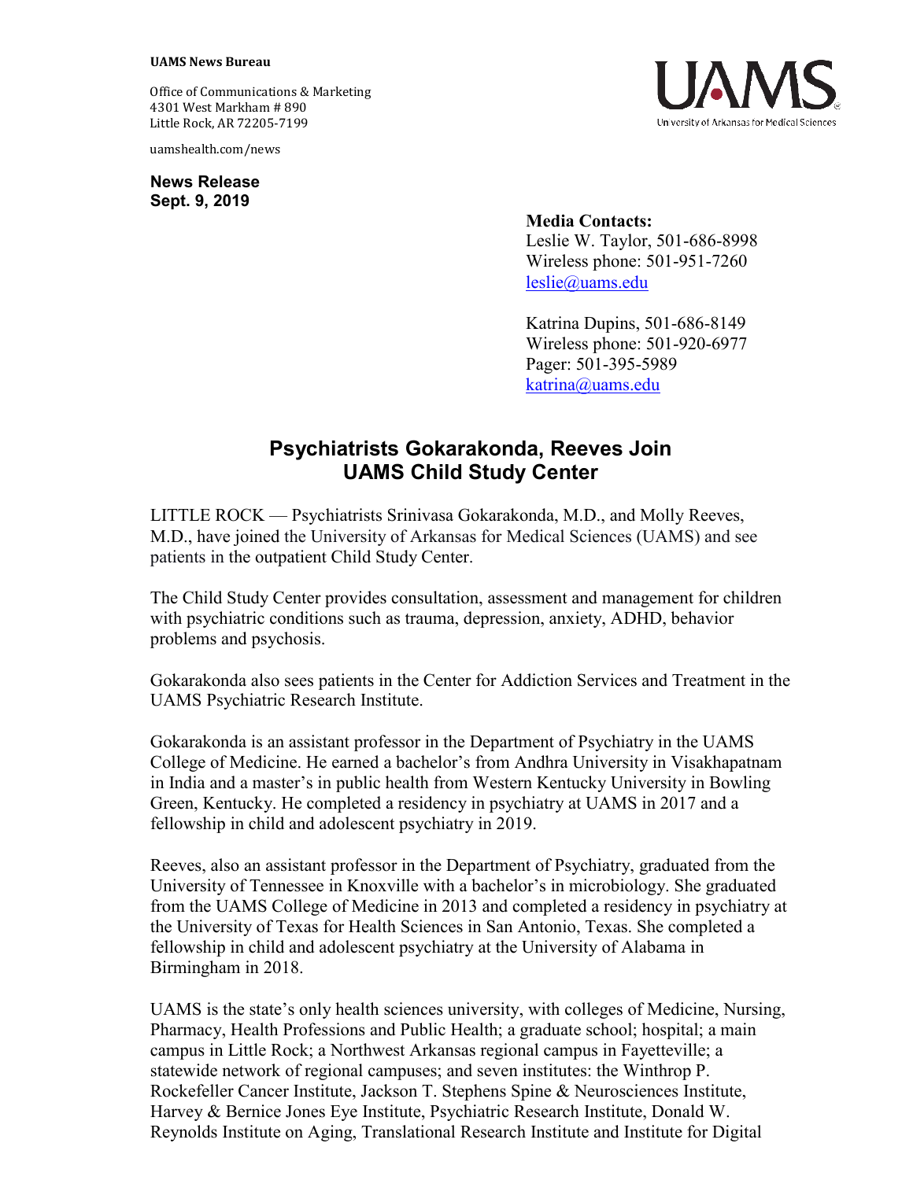**UAMS News Bureau**

Office of Communications & Marketing
4301 West Markham # 890
Little Rock, AR 72205-7199

uamshealth.com/news

**News Release**
**Sept. 9, 2019**

**Media Contacts:**
Leslie W. Taylor, 501-686-8998
Wireless phone: 501-951-7260
leslie@uams.edu

Katrina Dupins, 501-686-8149
Wireless phone: 501-920-6977
Pager: 501-395-5989
katrina@uams.edu

# Psychiatrists Gokarakonda, Reeves Join UAMS Child Study Center

LITTLE ROCK — Psychiatrists Srinivasa Gokarakonda, M.D., and Molly Reeves, M.D., have joined the University of Arkansas for Medical Sciences (UAMS) and see patients in the outpatient Child Study Center.

The Child Study Center provides consultation, assessment and management for children with psychiatric conditions such as trauma, depression, anxiety, ADHD, behavior problems and psychosis.

Gokarakonda also sees patients in the Center for Addiction Services and Treatment in the UAMS Psychiatric Research Institute.

Gokarakonda is an assistant professor in the Department of Psychiatry in the UAMS College of Medicine. He earned a bachelor's from Andhra University in Visakhapatnam in India and a master's in public health from Western Kentucky University in Bowling Green, Kentucky. He completed a residency in psychiatry at UAMS in 2017 and a fellowship in child and adolescent psychiatry in 2019.

Reeves, also an assistant professor in the Department of Psychiatry, graduated from the University of Tennessee in Knoxville with a bachelor's in microbiology. She graduated from the UAMS College of Medicine in 2013 and completed a residency in psychiatry at the University of Texas for Health Sciences in San Antonio, Texas. She completed a fellowship in child and adolescent psychiatry at the University of Alabama in Birmingham in 2018.

UAMS is the state's only health sciences university, with colleges of Medicine, Nursing, Pharmacy, Health Professions and Public Health; a graduate school; hospital; a main campus in Little Rock; a Northwest Arkansas regional campus in Fayetteville; a statewide network of regional campuses; and seven institutes: the Winthrop P. Rockefeller Cancer Institute, Jackson T. Stephens Spine & Neurosciences Institute, Harvey & Bernice Jones Eye Institute, Psychiatric Research Institute, Donald W. Reynolds Institute on Aging, Translational Research Institute and Institute for Digital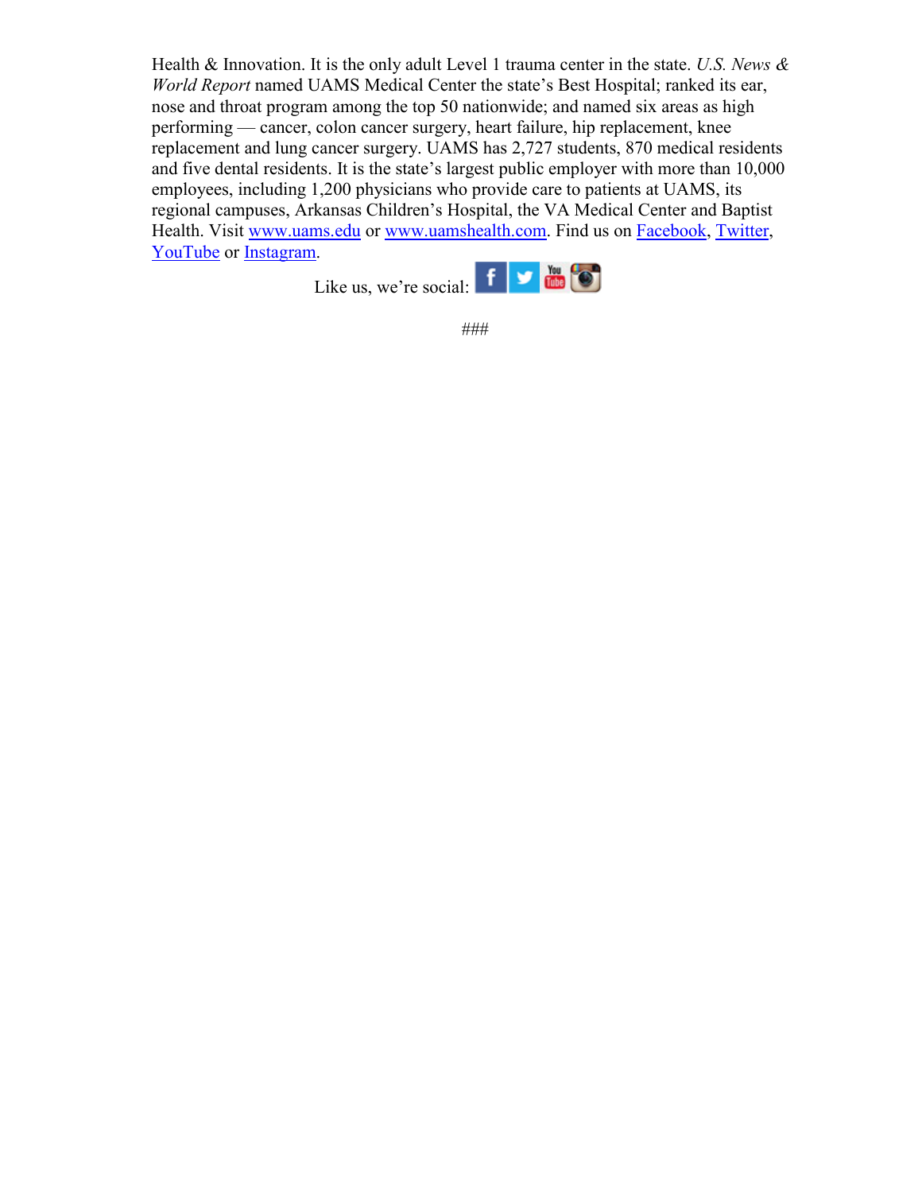Health & Innovation. It is the only adult Level 1 trauma center in the state. *U.S. News & World Report* named UAMS Medical Center the state's Best Hospital; ranked its ear, nose and throat program among the top 50 nationwide; and named six areas as high performing — cancer, colon cancer surgery, heart failure, hip replacement, knee replacement and lung cancer surgery. UAMS has 2,727 students, 870 medical residents and five dental residents. It is the state's largest public employer with more than 10,000 employees, including 1,200 physicians who provide care to patients at UAMS, its regional campuses, Arkansas Children's Hospital, the VA Medical Center and Baptist Health. Visit www.uams.edu or www.uamshealth.com. Find us on Facebook, Twitter, YouTube or Instagram.

Like us, we're social:

###